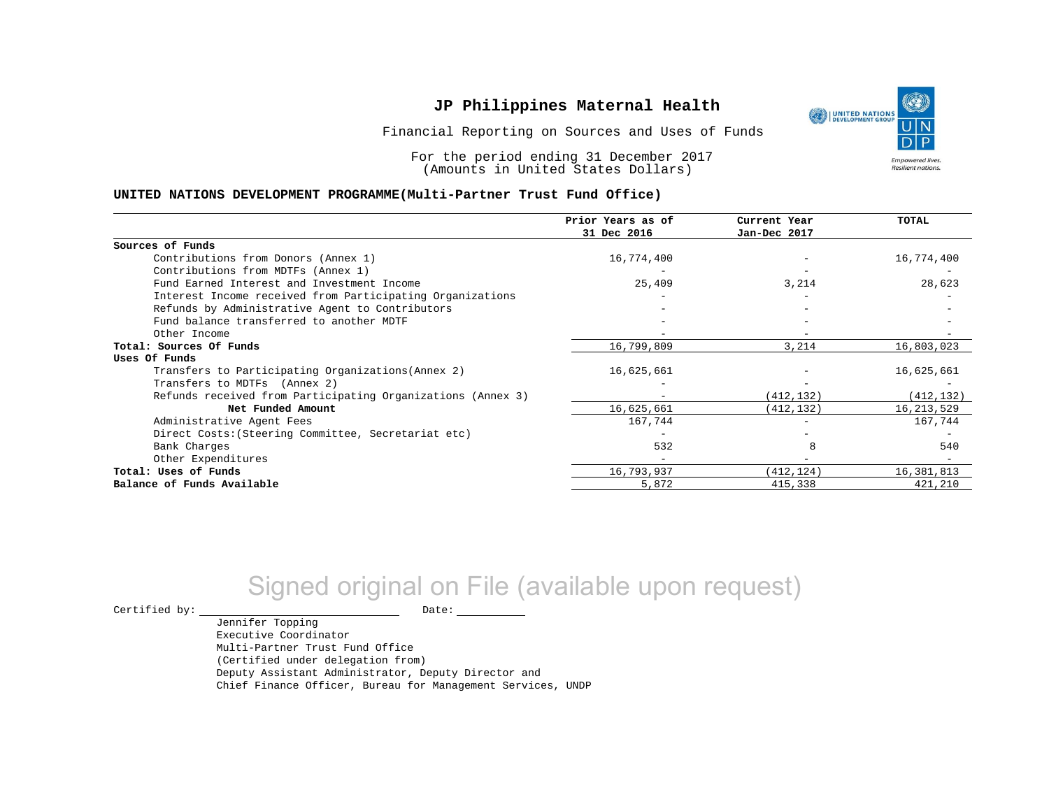# JP Philippines Maternal Health

Financial Reporting on Sources and Uses of Funds

For the period ending 31 December 2017
(Amounts in United States Dollars)

**UNITED NATIONS DEVELOPMENT PROGRAMME(Multi-Partner Trust Fund Office)**

| | Prior Years as of 31 Dec 2016 | Current Year Jan-Dec 2017 | TOTAL |
|---|---|---|---|
| **Sources of Funds** | | | |
| Contributions from Donors (Annex 1) | 16,774,400 | - | 16,774,400 |
| Contributions from MDTFs (Annex 1) | - | - | - |
| Fund Earned Interest and Investment Income | 25,409 | 3,214 | 28,623 |
| Interest Income received from Participating Organizations | - | - | - |
| Refunds by Administrative Agent to Contributors | - | - | - |
| Fund balance transferred to another MDTF | - | - | - |
| Other Income | - | - | - |
| **Total: Sources Of Funds** | 16,799,809 | 3,214 | 16,803,023 |
| **Uses Of Funds** | | | |
| Transfers to Participating Organizations(Annex 2) | 16,625,661 | - | 16,625,661 |
| Transfers to MDTFs (Annex 2) | - | - | - |
| Refunds received from Participating Organizations (Annex 3) | - | (412,132) | (412,132) |
| **Net Funded Amount** | 16,625,661 | (412,132) | 16,213,529 |
| Administrative Agent Fees | 167,744 | - | 167,744 |
| Direct Costs:(Steering Committee, Secretariat etc) | - | - | - |
| Bank Charges | 532 | 8 | 540 |
| Other Expenditures | - | - | - |
| **Total: Uses of Funds** | 16,793,937 | (412,124) | 16,381,813 |
| **Balance of Funds Available** | 5,872 | 415,338 | 421,210 |

Signed original on File (available upon request)

Certified by: ____________________ Date: __________

Jennifer Topping
Executive Coordinator
Multi-Partner Trust Fund Office
(Certified under delegation from)
Deputy Assistant Administrator, Deputy Director and
Chief Finance Officer, Bureau for Management Services, UNDP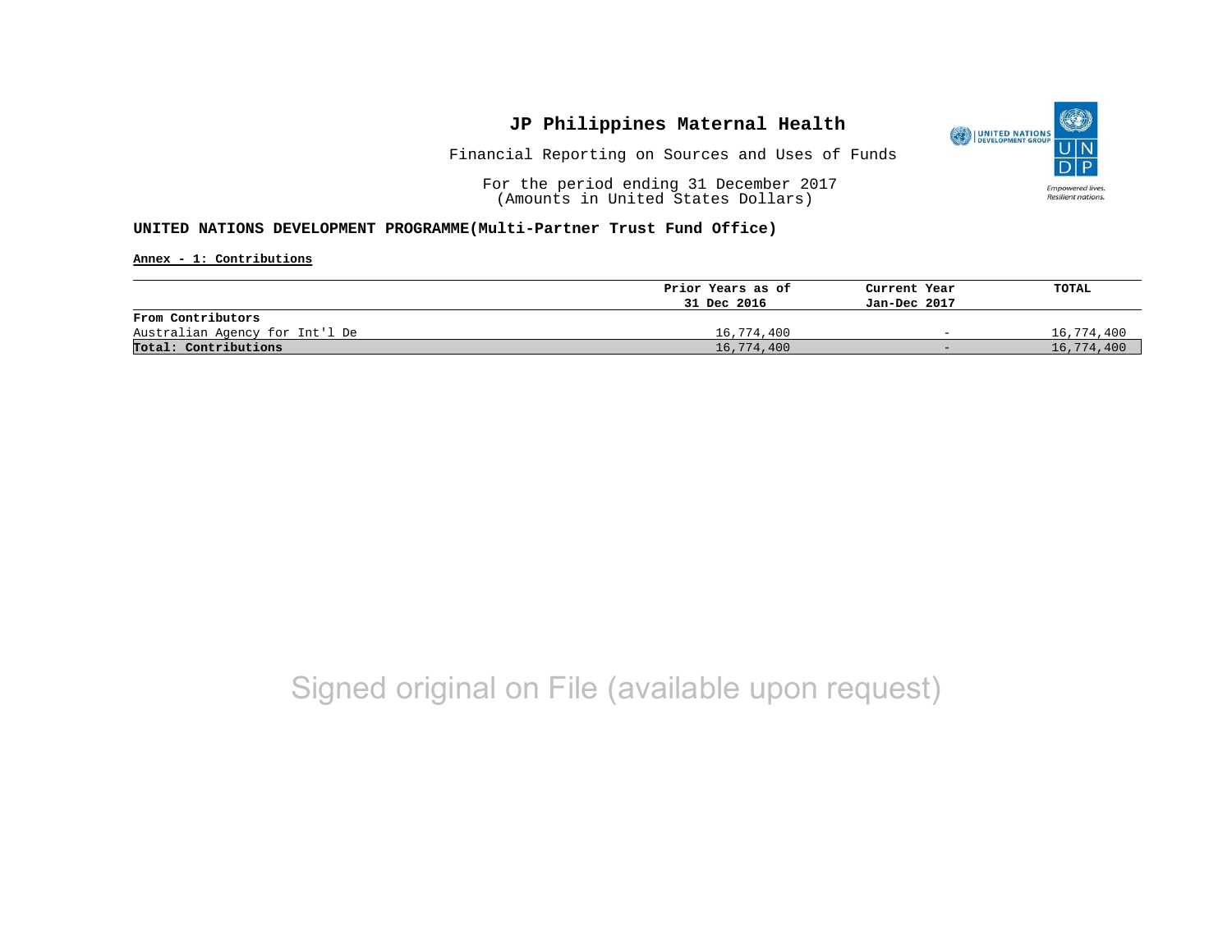# JP Philippines Maternal Health

Financial Reporting on Sources and Uses of Funds

For the period ending 31 December 2017
(Amounts in United States Dollars)

**UNITED NATIONS DEVELOPMENT PROGRAMME(Multi-Partner Trust Fund Office)**

**Annex - 1: Contributions**

| | Prior Years as of 31 Dec 2016 | Current Year Jan-Dec 2017 | TOTAL |
|---|---|---|---|
| **From Contributors** | | | |
| Australian Agency for Int'l De | 16,774,400 | - | 16,774,400 |
| **Total: Contributions** | 16,774,400 | - | 16,774,400 |

Signed original on File (available upon request)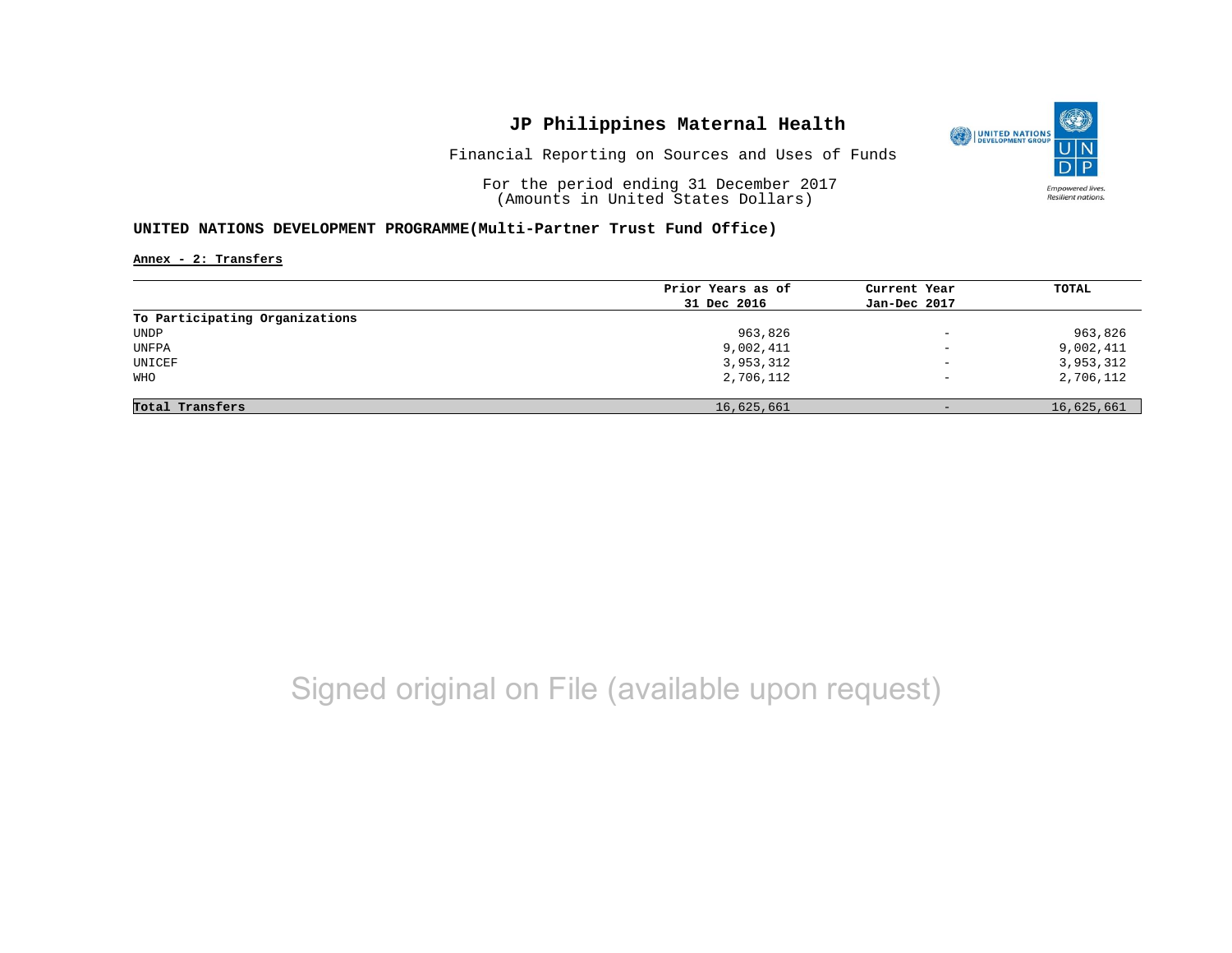# JP Philippines Maternal Health

Financial Reporting on Sources and Uses of Funds

For the period ending 31 December 2017
(Amounts in United States Dollars)

**UNITED NATIONS DEVELOPMENT PROGRAMME(Multi-Partner Trust Fund Office)**

**Annex - 2: Transfers**

| | Prior Years as of 31 Dec 2016 | Current Year Jan-Dec 2017 | TOTAL |
|---|---|---|---|
| **To Participating Organizations** | | | |
| UNDP | 963,826 | - | 963,826 |
| UNFPA | 9,002,411 | - | 9,002,411 |
| UNICEF | 3,953,312 | - | 3,953,312 |
| WHO | 2,706,112 | - | 2,706,112 |
| **Total Transfers** | 16,625,661 | - | 16,625,661 |

Signed original on File (available upon request)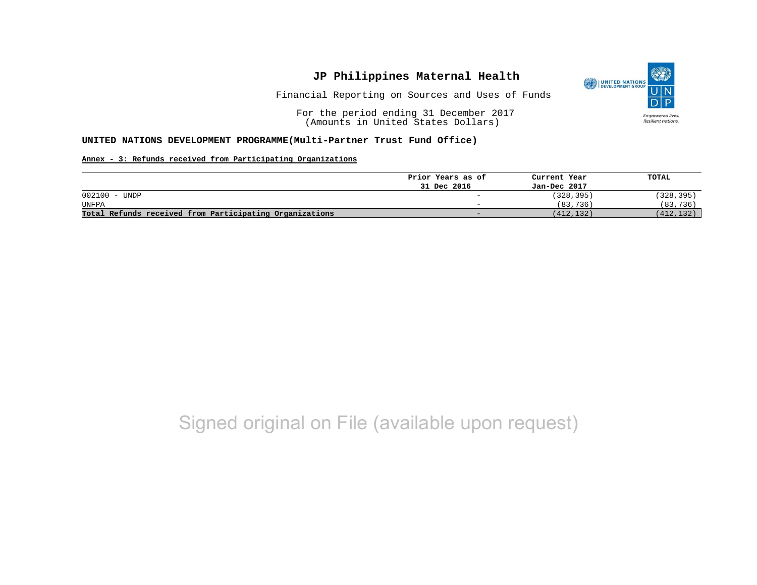# JP Philippines Maternal Health

Financial Reporting on Sources and Uses of Funds

For the period ending 31 December 2017
(Amounts in United States Dollars)

**UNITED NATIONS DEVELOPMENT PROGRAMME(Multi-Partner Trust Fund Office)**

**Annex - 3: Refunds received from Participating Organizations**

| | Prior Years as of 31 Dec 2016 | Current Year Jan-Dec 2017 | TOTAL |
|---|---|---|---|
| 002100 - UNDP | - | (328,395) | (328,395) |
| UNFPA | - | (83,736) | (83,736) |
| **Total Refunds received from Participating Organizations** | - | (412,132) | (412,132) |

Signed original on File (available upon request)